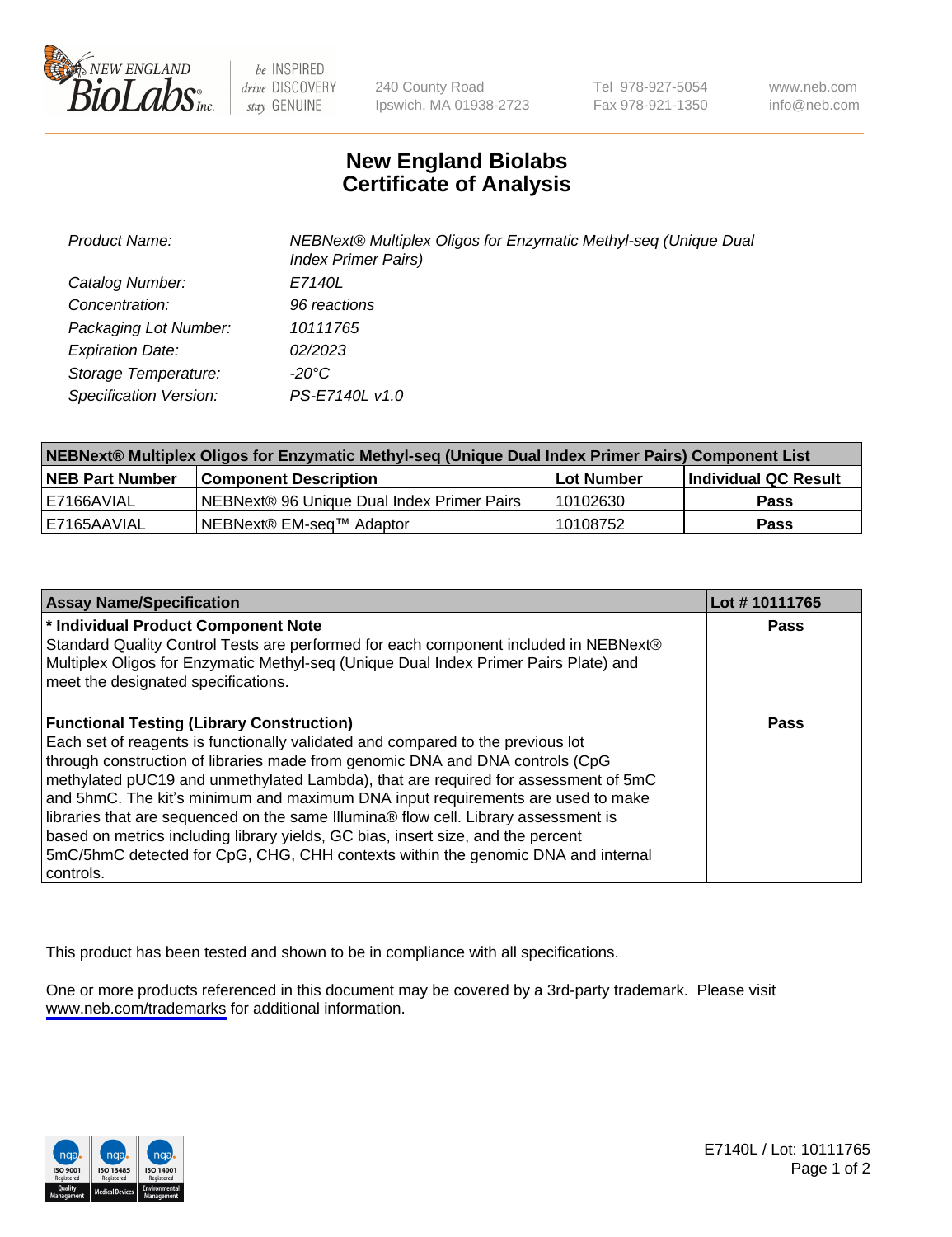New England BioLabs Inc. — be INSPIRED drive DISCOVERY stay GENUINE

240 County Road
Ipswich, MA 01938-2723

Tel 978-927-5054
Fax 978-921-1350

www.neb.com
info@neb.com

# New England Biolabs
# Certificate of Analysis

| | |
|---|---|
| *Product Name:* | *NEBNext® Multiplex Oligos for Enzymatic Methyl-seq (Unique Dual Index Primer Pairs)* |
| *Catalog Number:* | *E7140L* |
| *Concentration:* | *96 reactions* |
| *Packaging Lot Number:* | *10111765* |
| *Expiration Date:* | *02/2023* |
| *Storage Temperature:* | *-20°C* |
| *Specification Version:* | *PS-E7140L v1.0* |

**NEBNext® Multiplex Oligos for Enzymatic Methyl-seq (Unique Dual Index Primer Pairs) Component List**

| NEB Part Number | Component Description | Lot Number | Individual QC Result |
|---|---|---|---|
| E7166AVIAL | NEBNext® 96 Unique Dual Index Primer Pairs | 10102630 | Pass |
| E7165AAVIAL | NEBNext® EM-seq™ Adaptor | 10108752 | Pass |

| Assay Name/Specification | Lot # 10111765 |
|---|---|
| **\* Individual Product Component Note** Standard Quality Control Tests are performed for each component included in NEBNext® Multiplex Oligos for Enzymatic Methyl-seq (Unique Dual Index Primer Pairs Plate) and meet the designated specifications. | Pass |
| **Functional Testing (Library Construction)** Each set of reagents is functionally validated and compared to the previous lot through construction of libraries made from genomic DNA and DNA controls (CpG methylated pUC19 and unmethylated Lambda), that are required for assessment of 5mC and 5hmC. The kit's minimum and maximum DNA input requirements are used to make libraries that are sequenced on the same Illumina® flow cell. Library assessment is based on metrics including library yields, GC bias, insert size, and the percent 5mC/5hmC detected for CpG, CHG, CHH contexts within the genomic DNA and internal controls. | Pass |

This product has been tested and shown to be in compliance with all specifications.

One or more products referenced in this document may be covered by a 3rd-party trademark. Please visit www.neb.com/trademarks for additional information.

E7140L / Lot: 10111765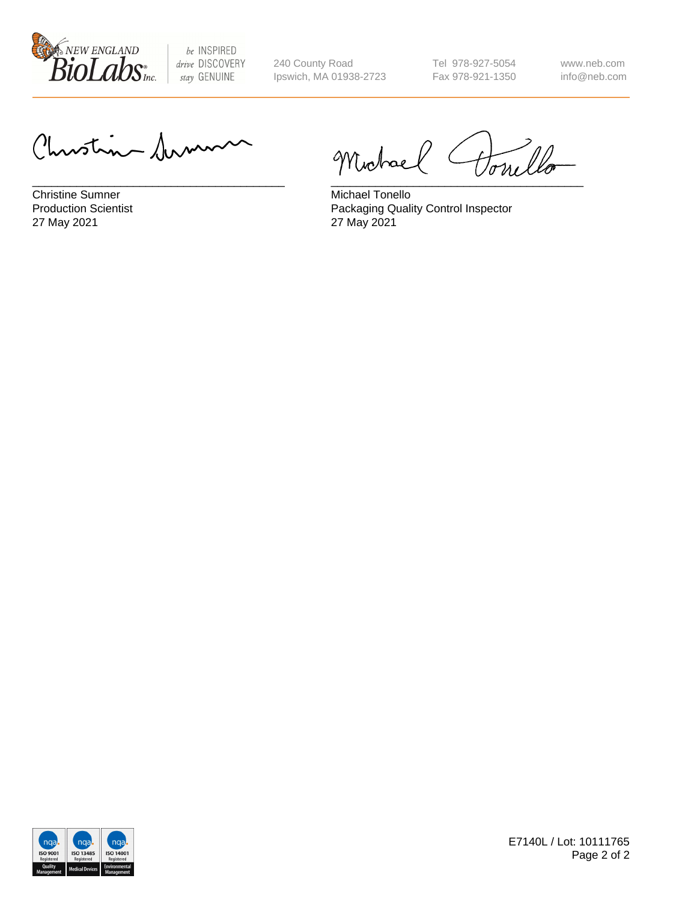240 County Road
Ipswich, MA 01938-2723

Tel 978-927-5054
Fax 978-921-1350

www.neb.com
info@neb.com

Christine Sumner
Production Scientist
27 May 2021

Michael Tonello
Packaging Quality Control Inspector
27 May 2021

E7140L / Lot: 10111765